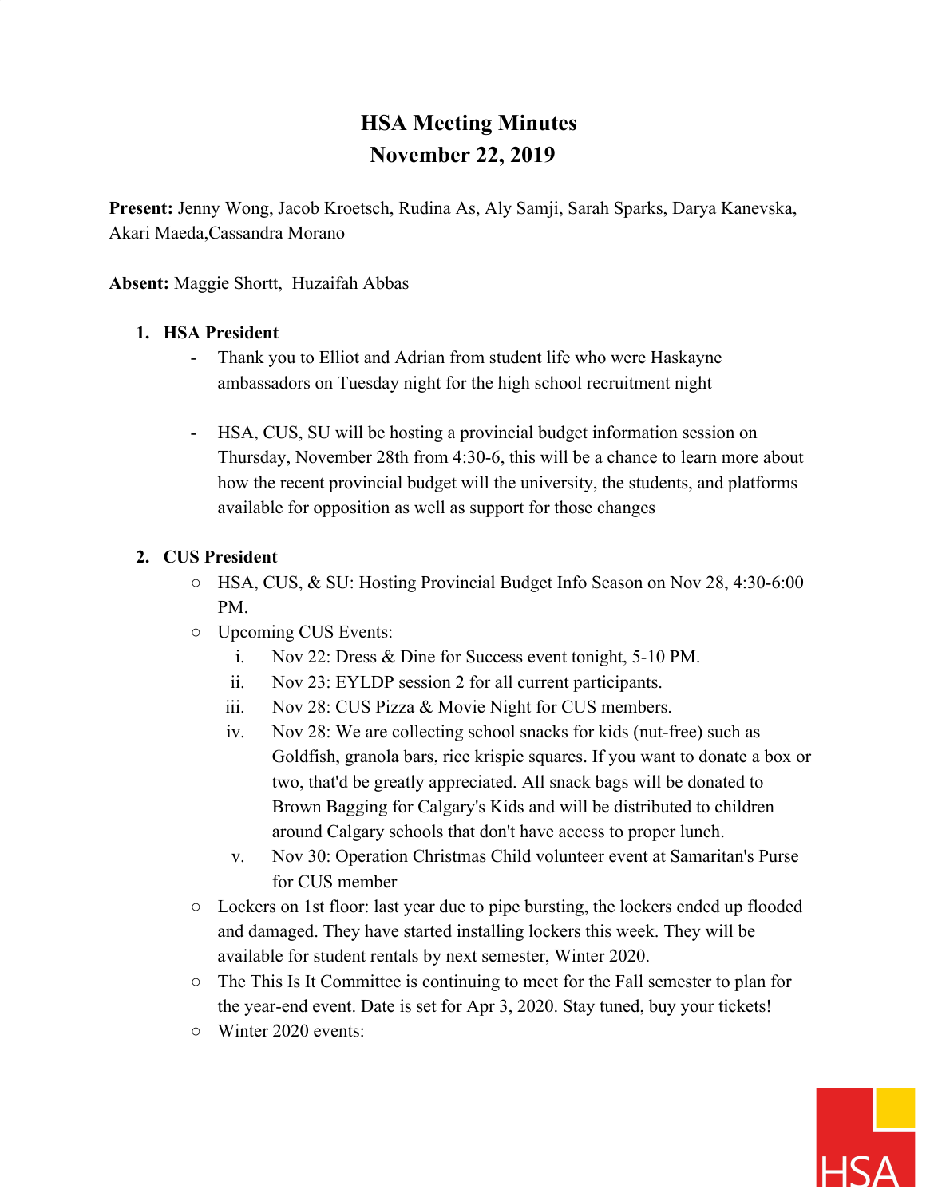# HSA Meeting Minutes
# November 22, 2019

**Present:** Jenny Wong, Jacob Kroetsch, Rudina As, Aly Samji, Sarah Sparks, Darya Kanevska, Akari Maeda,Cassandra Morano

**Absent:** Maggie Shortt, Huzaifah Abbas

1. **HSA President**
   - Thank you to Elliot and Adrian from student life who were Haskayne ambassadors on Tuesday night for the high school recruitment night
   - HSA, CUS, SU will be hosting a provincial budget information session on Thursday, November 28th from 4:30-6, this will be a chance to learn more about how the recent provincial budget will the university, the students, and platforms available for opposition as well as support for those changes

2. **CUS President**
   - HSA, CUS, & SU: Hosting Provincial Budget Info Season on Nov 28, 4:30-6:00 PM.
   - Upcoming CUS Events:
     i. Nov 22: Dress & Dine for Success event tonight, 5-10 PM.
     ii. Nov 23: EYLDP session 2 for all current participants.
     iii. Nov 28: CUS Pizza & Movie Night for CUS members.
     iv. Nov 28: We are collecting school snacks for kids (nut-free) such as Goldfish, granola bars, rice krispie squares. If you want to donate a box or two, that'd be greatly appreciated. All snack bags will be donated to Brown Bagging for Calgary's Kids and will be distributed to children around Calgary schools that don't have access to proper lunch.
     v. Nov 30: Operation Christmas Child volunteer event at Samaritan's Purse for CUS member
   - Lockers on 1st floor: last year due to pipe bursting, the lockers ended up flooded and damaged. They have started installing lockers this week. They will be available for student rentals by next semester, Winter 2020.
   - The This Is It Committee is continuing to meet for the Fall semester to plan for the year-end event. Date is set for Apr 3, 2020. Stay tuned, buy your tickets!
   - Winter 2020 events: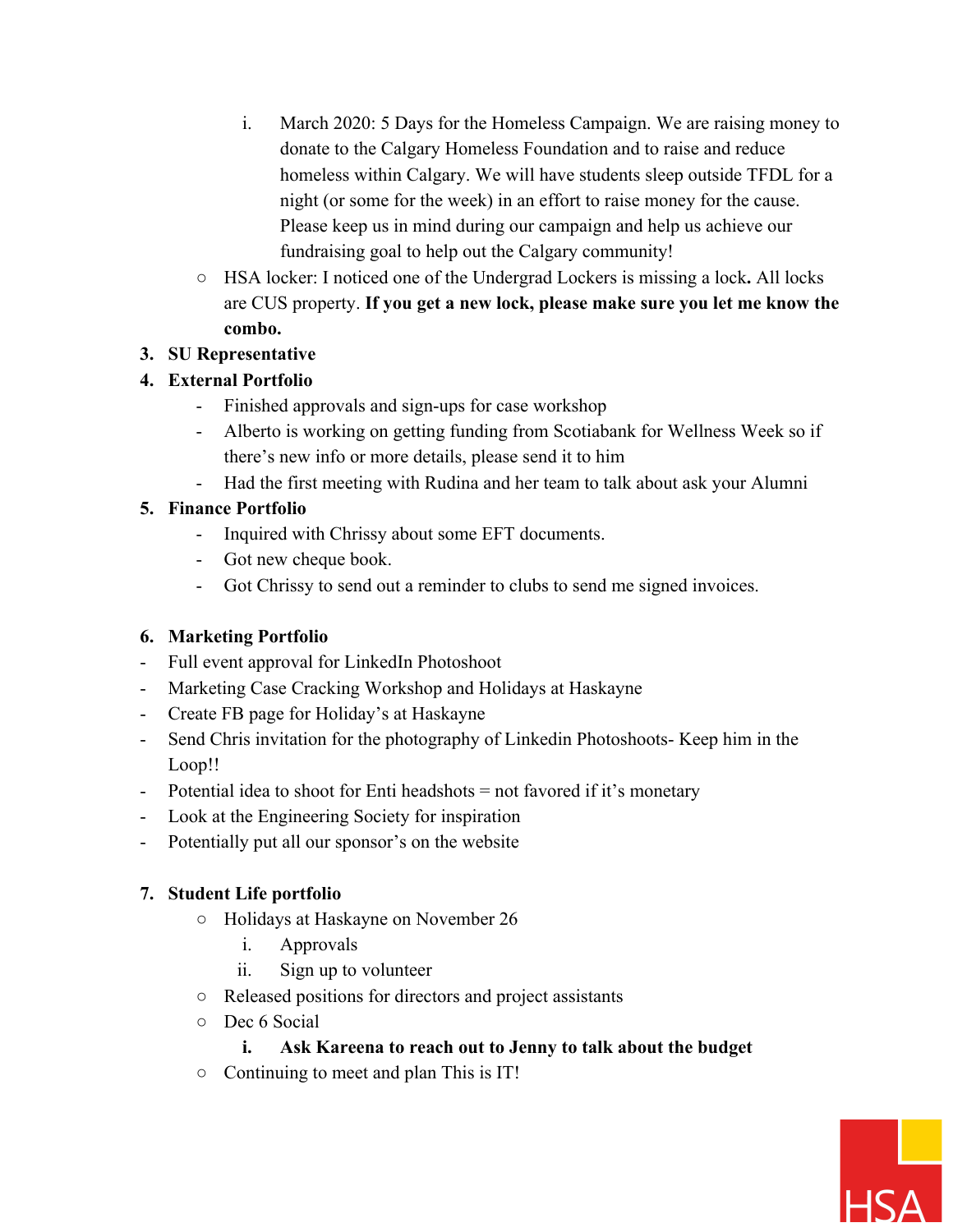i. March 2020: 5 Days for the Homeless Campaign. We are raising money to donate to the Calgary Homeless Foundation and to raise and reduce homeless within Calgary. We will have students sleep outside TFDL for a night (or some for the week) in an effort to raise money for the cause. Please keep us in mind during our campaign and help us achieve our fundraising goal to help out the Calgary community!

- HSA locker: I noticed one of the Undergrad Lockers is missing a lock**.** All locks are CUS property. **If you get a new lock, please make sure you let me know the combo.**

3. **SU Representative**
4. **External Portfolio**
   - Finished approvals and sign-ups for case workshop
   - Alberto is working on getting funding from Scotiabank for Wellness Week so if there's new info or more details, please send it to him
   - Had the first meeting with Rudina and her team to talk about ask your Alumni
5. **Finance Portfolio**
   - Inquired with Chrissy about some EFT documents.
   - Got new cheque book.
   - Got Chrissy to send out a reminder to clubs to send me signed invoices.

6. **Marketing Portfolio**

- Full event approval for LinkedIn Photoshoot
- Marketing Case Cracking Workshop and Holidays at Haskayne
- Create FB page for Holiday's at Haskayne
- Send Chris invitation for the photography of Linkedin Photoshoots- Keep him in the Loop!!
- Potential idea to shoot for Enti headshots = not favored if it's monetary
- Look at the Engineering Society for inspiration
- Potentially put all our sponsor's on the website

7. **Student Life portfolio**
   - Holidays at Haskayne on November 26
     i. Approvals
     ii. Sign up to volunteer
   - Released positions for directors and project assistants
   - Dec 6 Social
     **i. Ask Kareena to reach out to Jenny to talk about the budget**
   - Continuing to meet and plan This is IT!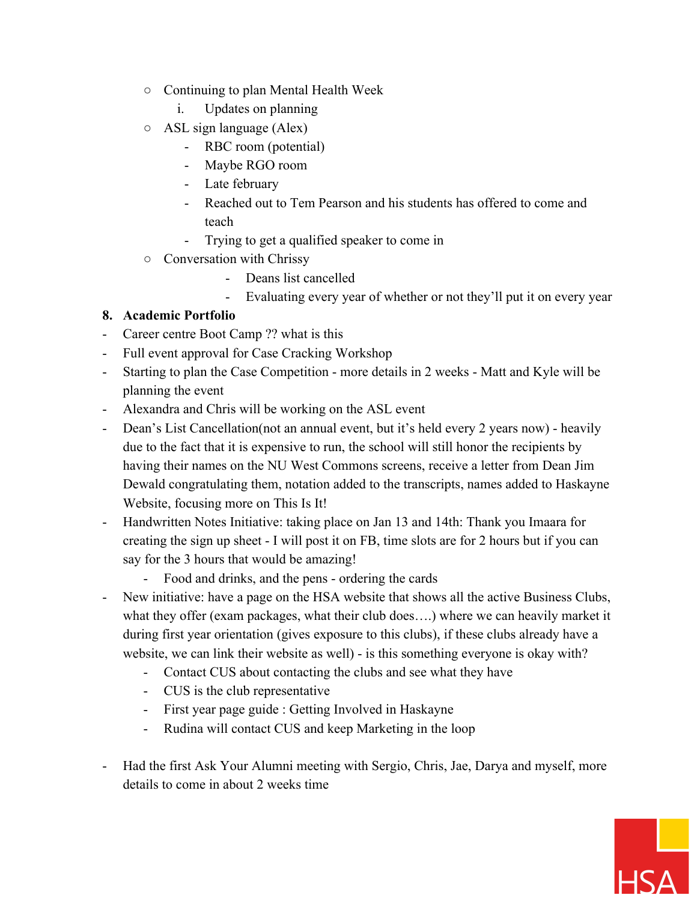- Continuing to plan Mental Health Week
    1. Updates on planning
- ASL sign language (Alex)
    - RBC room (potential)
    - Maybe RGO room
    - Late february
    - Reached out to Tem Pearson and his students has offered to come and teach
    - Trying to get a qualified speaker to come in
- Conversation with Chrissy
    - Deans list cancelled
    - Evaluating every year of whether or not they'll put it on every year

**8. Academic Portfolio**

- Career centre Boot Camp ?? what is this
- Full event approval for Case Cracking Workshop
- Starting to plan the Case Competition - more details in 2 weeks - Matt and Kyle will be planning the event
- Alexandra and Chris will be working on the ASL event
- Dean's List Cancellation(not an annual event, but it's held every 2 years now) - heavily due to the fact that it is expensive to run, the school will still honor the recipients by having their names on the NU West Commons screens, receive a letter from Dean Jim Dewald congratulating them, notation added to the transcripts, names added to Haskayne Website, focusing more on This Is It!
- Handwritten Notes Initiative: taking place on Jan 13 and 14th: Thank you Imaara for creating the sign up sheet - I will post it on FB, time slots are for 2 hours but if you can say for the 3 hours that would be amazing!
    - Food and drinks, and the pens - ordering the cards
- New initiative: have a page on the HSA website that shows all the active Business Clubs, what they offer (exam packages, what their club does….) where we can heavily market it during first year orientation (gives exposure to this clubs), if these clubs already have a website, we can link their website as well) - is this something everyone is okay with?
    - Contact CUS about contacting the clubs and see what they have
    - CUS is the club representative
    - First year page guide : Getting Involved in Haskayne
    - Rudina will contact CUS and keep Marketing in the loop

- Had the first Ask Your Alumni meeting with Sergio, Chris, Jae, Darya and myself, more details to come in about 2 weeks time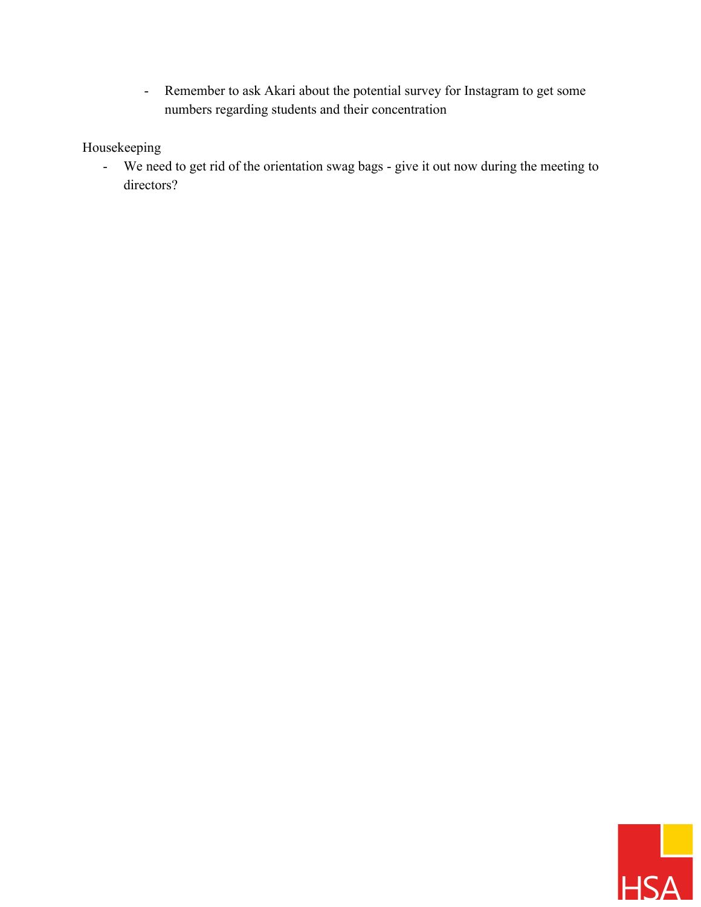- Remember to ask Akari about the potential survey for Instagram to get some numbers regarding students and their concentration

Housekeeping

- We need to get rid of the orientation swag bags - give it out now during the meeting to directors?